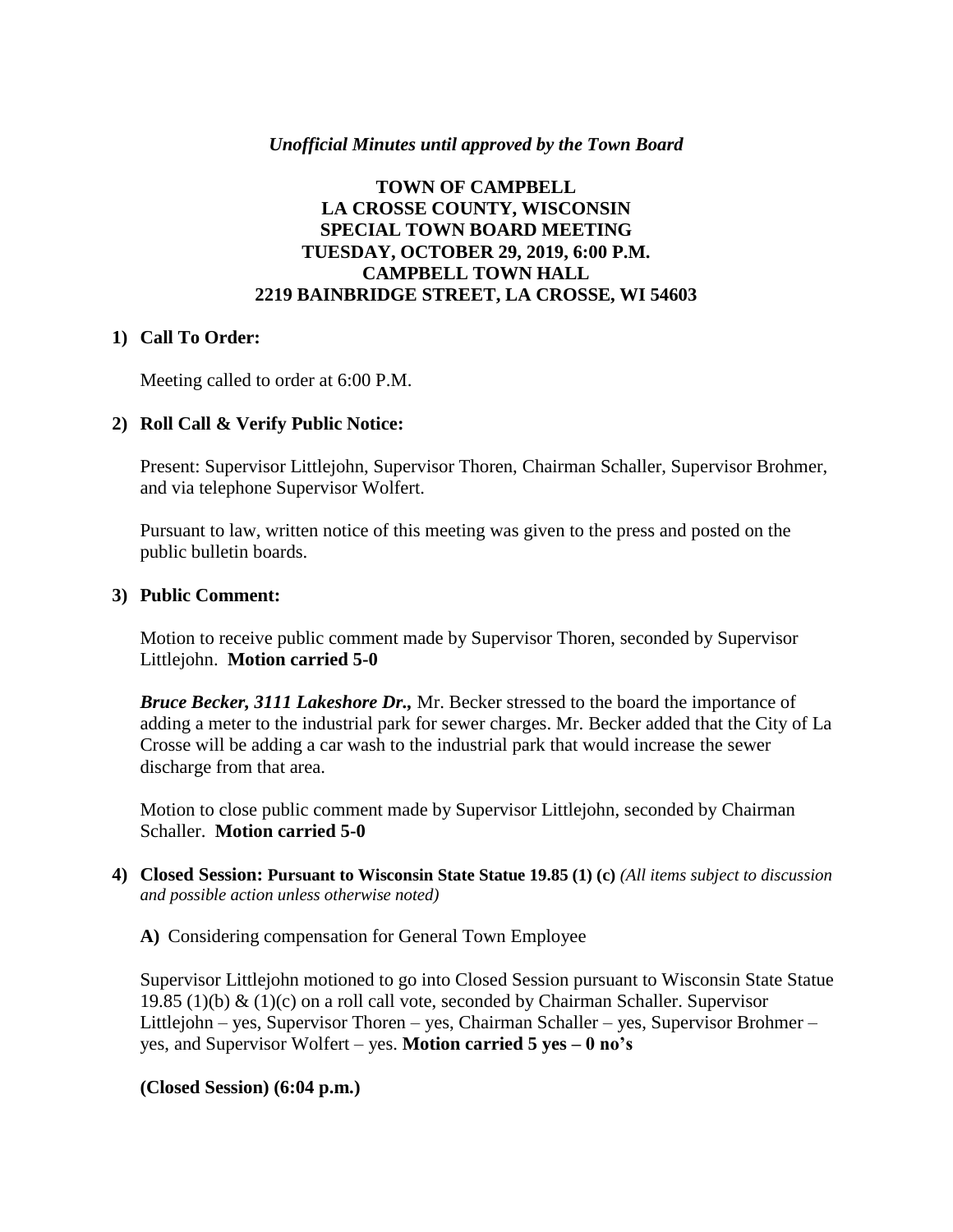*Unofficial Minutes until approved by the Town Board*

**TOWN OF CAMPBELL**
**LA CROSSE COUNTY, WISCONSIN**
**SPECIAL TOWN BOARD MEETING**
**TUESDAY, OCTOBER 29, 2019, 6:00 P.M.**
**CAMPBELL TOWN HALL**
**2219 BAINBRIDGE STREET, LA CROSSE, WI 54603**

**1) Call To Order:**

Meeting called to order at 6:00 P.M.

**2) Roll Call & Verify Public Notice:**

Present: Supervisor Littlejohn, Supervisor Thoren, Chairman Schaller, Supervisor Brohmer, and via telephone Supervisor Wolfert.

Pursuant to law, written notice of this meeting was given to the press and posted on the public bulletin boards.

**3) Public Comment:**

Motion to receive public comment made by Supervisor Thoren, seconded by Supervisor Littlejohn. **Motion carried 5-0**

***Bruce Becker, 3111 Lakeshore Dr.,*** Mr. Becker stressed to the board the importance of adding a meter to the industrial park for sewer charges. Mr. Becker added that the City of La Crosse will be adding a car wash to the industrial park that would increase the sewer discharge from that area.

Motion to close public comment made by Supervisor Littlejohn, seconded by Chairman Schaller. **Motion carried 5-0**

**4) Closed Session: Pursuant to Wisconsin State Statue 19.85 (1) (c)** *(All items subject to discussion and possible action unless otherwise noted)*

**A)** Considering compensation for General Town Employee

Supervisor Littlejohn motioned to go into Closed Session pursuant to Wisconsin State Statue 19.85 (1)(b) & (1)(c) on a roll call vote, seconded by Chairman Schaller. Supervisor Littlejohn – yes, Supervisor Thoren – yes, Chairman Schaller – yes, Supervisor Brohmer – yes, and Supervisor Wolfert – yes. **Motion carried 5 yes – 0 no's**

**(Closed Session) (6:04 p.m.)**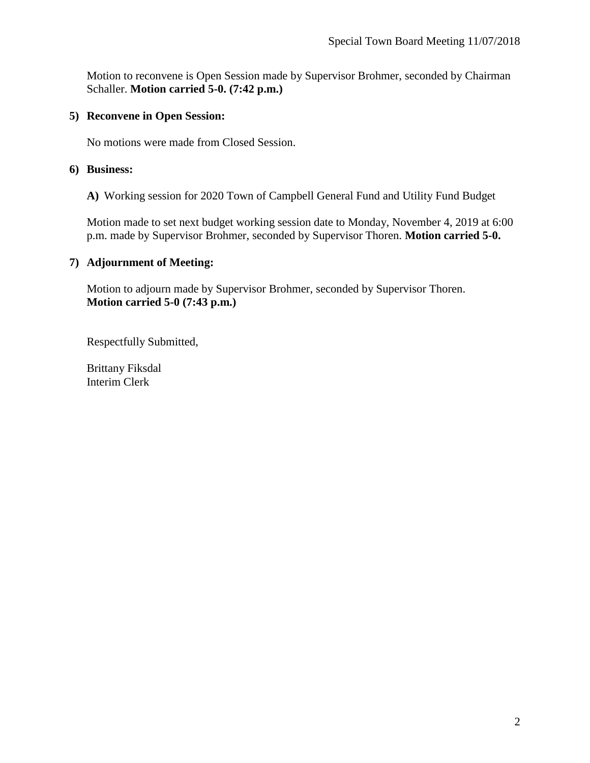Motion to reconvene is Open Session made by Supervisor Brohmer, seconded by Chairman Schaller. **Motion carried 5-0. (7:42 p.m.)**

**5) Reconvene in Open Session:**

No motions were made from Closed Session.

**6) Business:**

**A)** Working session for 2020 Town of Campbell General Fund and Utility Fund Budget

Motion made to set next budget working session date to Monday, November 4, 2019 at 6:00 p.m. made by Supervisor Brohmer, seconded by Supervisor Thoren. **Motion carried 5-0.**

**7) Adjournment of Meeting:**

Motion to adjourn made by Supervisor Brohmer, seconded by Supervisor Thoren.
**Motion carried 5-0 (7:43 p.m.)**

Respectfully Submitted,

Brittany Fiksdal
Interim Clerk